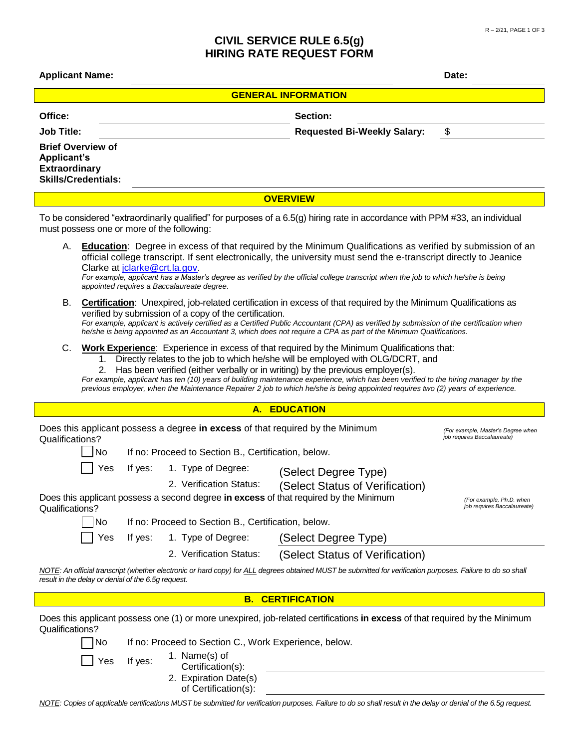# CIVIL SERVICE RULE 6.5(g)
# HIRING RATE REQUEST FORM

**Applicant Name:** ______________________________ **Date:** ______________

## GENERAL INFORMATION

**Office:** ______________________________ **Section:** ______________________________

**Job Title:** ______________________________ **Requested Bi-Weekly Salary:** $ ______________

**Brief Overview of Applicant's Extraordinary Skills/Credentials:** ______________________________

## OVERVIEW

To be considered "extraordinarily qualified" for purposes of a 6.5(g) hiring rate in accordance with PPM #33, an individual must possess one or more of the following:

A. **Education**: Degree in excess of that required by the Minimum Qualifications as verified by submission of an official college transcript. If sent electronically, the university must send the e-transcript directly to Jeanice Clarke at jclarke@crt.la.gov.
*For example, applicant has a Master's degree as verified by the official college transcript when the job to which he/she is being appointed requires a Baccalaureate degree.*

B. **Certification**: Unexpired, job-related certification in excess of that required by the Minimum Qualifications as verified by submission of a copy of the certification.
*For example, applicant is actively certified as a Certified Public Accountant (CPA) as verified by submission of the certification when he/she is being appointed as an Accountant 3, which does not require a CPA as part of the Minimum Qualifications.*

C. **Work Experience**: Experience in excess of that required by the Minimum Qualifications that:
   1. Directly relates to the job to which he/she will be employed with OLG/DCRT, and
   2. Has been verified (either verbally or in writing) by the previous employer(s).

   *For example, applicant has ten (10) years of building maintenance experience, which has been verified to the hiring manager by the previous employer, when the Maintenance Repairer 2 job to which he/she is being appointed requires two (2) years of experience.*

## A. EDUCATION

Does this applicant possess a degree **in excess** of that required by the Minimum Qualifications? *(For example, Master's Degree when job requires Baccalaureate)*

- ☐ No — If no: Proceed to Section B., Certification, below.
- ☐ Yes — If yes:
  1. Type of Degree: (Select Degree Type)
  2. Verification Status: (Select Status of Verification)

Does this applicant possess a second degree **in excess** of that required by the Minimum Qualifications? *(For example, Ph.D. when job requires Baccalaureate)*

- ☐ No — If no: Proceed to Section B., Certification, below.
- ☐ Yes — If yes:
  1. Type of Degree: (Select Degree Type)
  2. Verification Status: (Select Status of Verification)

*NOTE: An official transcript (whether electronic or hard copy) for ALL degrees obtained MUST be submitted for verification purposes. Failure to do so shall result in the delay or denial of the 6.5g request.*

## B. CERTIFICATION

Does this applicant possess one (1) or more unexpired, job-related certifications **in excess** of that required by the Minimum Qualifications?

- ☐ No — If no: Proceed to Section C., Work Experience, below.
- ☐ Yes — If yes:
  1. Name(s) of Certification(s): ______________________________
  2. Expiration Date(s) of Certification(s): ______________________________

*NOTE: Copies of applicable certifications MUST be submitted for verification purposes. Failure to do so shall result in the delay or denial of the 6.5g request.*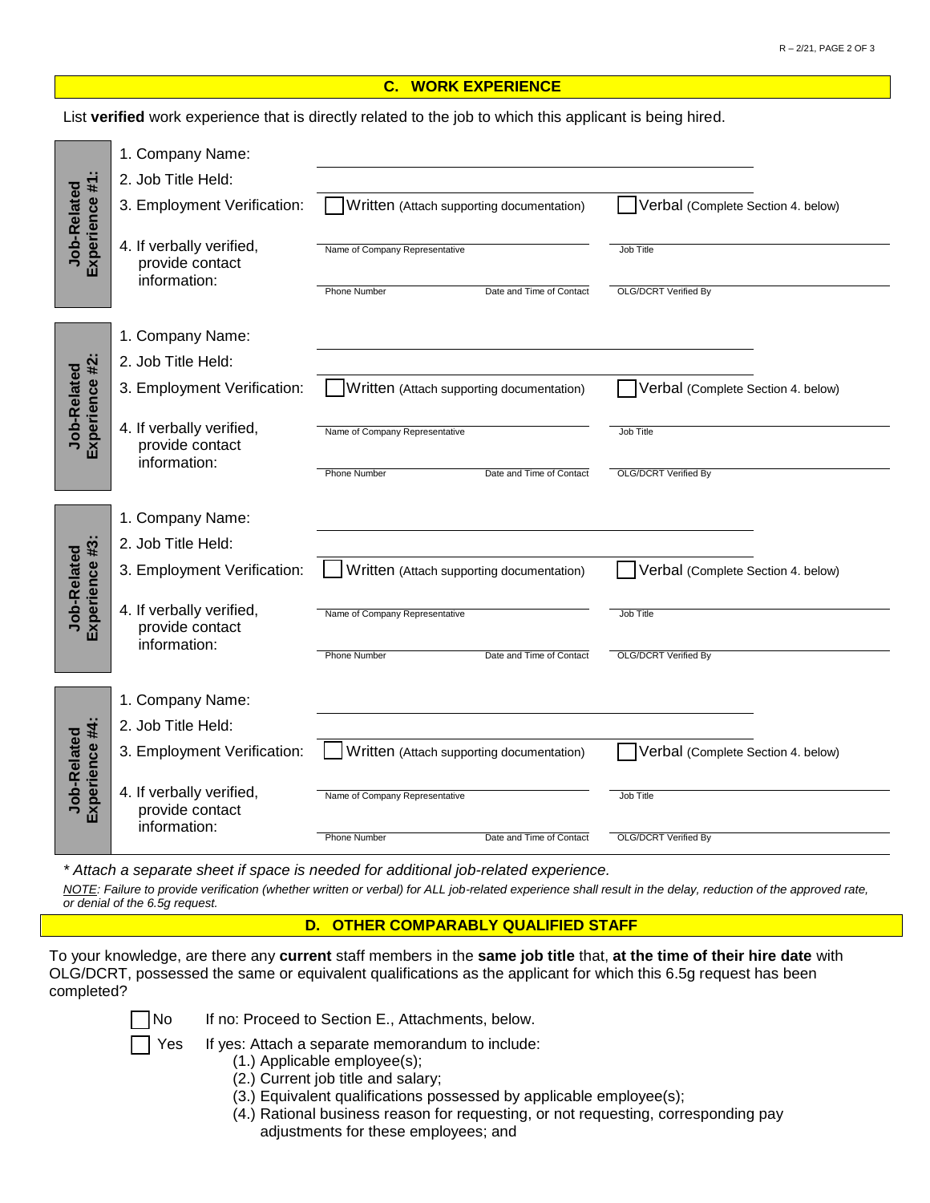## C. WORK EXPERIENCE

List **verified** work experience that is directly related to the job to which this applicant is being hired.

**Job-Related Experience #1:**

1. Company Name: ______________________________
2. Job Title Held: ______________________________
3. Employment Verification: ☐ Written (Attach supporting documentation) ☐ Verbal (Complete Section 4. below)
4. If verbally verified, provide contact information:

| Name of Company Representative | | Job Title |
|---|---|---|
| Phone Number | Date and Time of Contact | OLG/DCRT Verified By |

**Job-Related Experience #2:**

1. Company Name: ______________________________
2. Job Title Held: ______________________________
3. Employment Verification: ☐ Written (Attach supporting documentation) ☐ Verbal (Complete Section 4. below)
4. If verbally verified, provide contact information:

| Name of Company Representative | | Job Title |
|---|---|---|
| Phone Number | Date and Time of Contact | OLG/DCRT Verified By |

**Job-Related Experience #3:**

1. Company Name: ______________________________
2. Job Title Held: ______________________________
3. Employment Verification: ☐ Written (Attach supporting documentation) ☐ Verbal (Complete Section 4. below)
4. If verbally verified, provide contact information:

| Name of Company Representative | | Job Title |
|---|---|---|
| Phone Number | Date and Time of Contact | OLG/DCRT Verified By |

**Job-Related Experience #4:**

1. Company Name: ______________________________
2. Job Title Held: ______________________________
3. Employment Verification: ☐ Written (Attach supporting documentation) ☐ Verbal (Complete Section 4. below)
4. If verbally verified, provide contact information:

| Name of Company Representative | | Job Title |
|---|---|---|
| Phone Number | Date and Time of Contact | OLG/DCRT Verified By |

*\* Attach a separate sheet if space is needed for additional job-related experience.*

*NOTE: Failure to provide verification (whether written or verbal) for ALL job-related experience shall result in the delay, reduction of the approved rate, or denial of the 6.5g request.*

## D. OTHER COMPARABLY QUALIFIED STAFF

To your knowledge, are there any **current** staff members in the **same job title** that, **at the time of their hire date** with OLG/DCRT, possessed the same or equivalent qualifications as the applicant for which this 6.5g request has been completed?

☐ No — If no: Proceed to Section E., Attachments, below.

☐ Yes — If yes: Attach a separate memorandum to include:

(1.) Applicable employee(s);
(2.) Current job title and salary;
(3.) Equivalent qualifications possessed by applicable employee(s);
(4.) Rational business reason for requesting, or not requesting, corresponding pay adjustments for these employees; and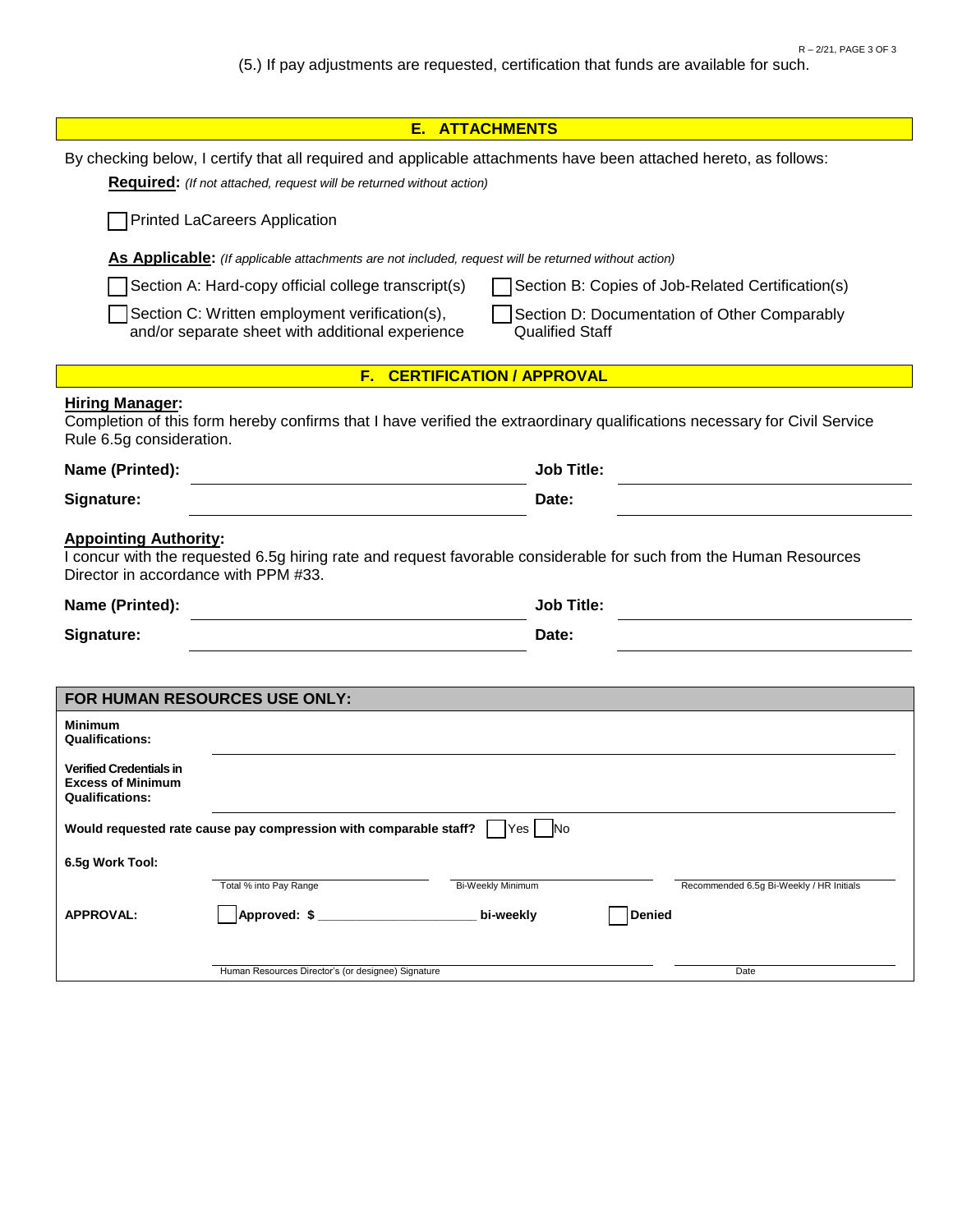(5.) If pay adjustments are requested, certification that funds are available for such.

## E. ATTACHMENTS

By checking below, I certify that all required and applicable attachments have been attached hereto, as follows:

**Required:** *(If not attached, request will be returned without action)*

☐ Printed LaCareers Application

**As Applicable:** *(If applicable attachments are not included, request will be returned without action)*

☐ Section A: Hard-copy official college transcript(s)

☐ Section B: Copies of Job-Related Certification(s)

☐ Section C: Written employment verification(s), and/or separate sheet with additional experience

☐ Section D: Documentation of Other Comparably Qualified Staff

## F. CERTIFICATION / APPROVAL

**Hiring Manager:**

Completion of this form hereby confirms that I have verified the extraordinary qualifications necessary for Civil Service Rule 6.5g consideration.

**Name (Printed):** ______________________ **Job Title:** ______________________

**Signature:** ______________________ **Date:** ______________________

**Appointing Authority:**

I concur with the requested 6.5g hiring rate and request favorable considerable for such from the Human Resources Director in accordance with PPM #33.

**Name (Printed):** ______________________ **Job Title:** ______________________

**Signature:** ______________________ **Date:** ______________________

### FOR HUMAN RESOURCES USE ONLY:

**Minimum Qualifications:** ______________________

**Verified Credentials in Excess of Minimum Qualifications:** ______________________

**Would requested rate cause pay compression with comparable staff?** ☐ Yes ☐ No

**6.5g Work Tool:**

______________________ Total % into Pay Range

______________________ Bi-Weekly Minimum

______________________ Recommended 6.5g Bi-Weekly / HR Initials

**APPROVAL:** ☐ **Approved: $** ______________________ **bi-weekly** ☐ **Denied**

______________________ Human Resources Director's (or designee) Signature

______________________ Date